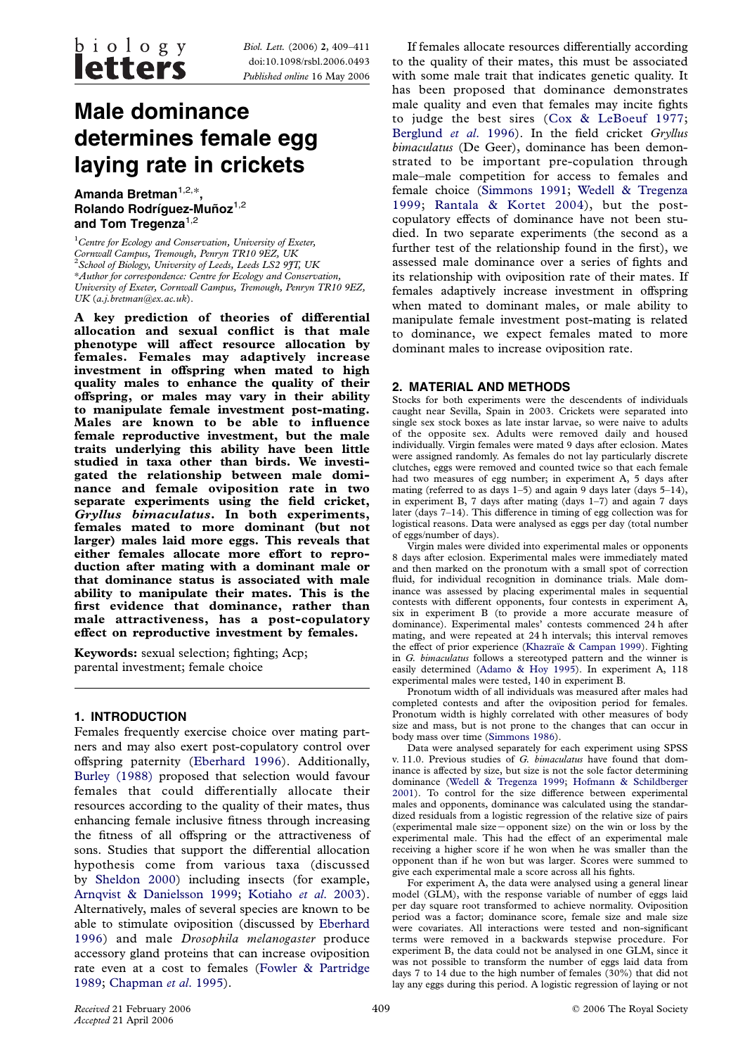# Male dominance determines female egg laying rate in crickets

**Amanda Bretman**[1,2,*], **Rolando Rodríguez-Muñoz**[1,2] **and Tom Tregenza**[1,2]

[1]Centre for Ecology and Conservation, University of Exeter, Cornwall Campus, Tremough, Penryn TR10 9EZ, UK
[2]School of Biology, University of Leeds, Leeds LS2 9JT, UK
*Author for correspondence: Centre for Ecology and Conservation, University of Exeter, Cornwall Campus, Tremough, Penryn TR10 9EZ, UK (a.j.bretman@ex.ac.uk).

**A key prediction of theories of differential allocation and sexual conflict is that male phenotype will affect resource allocation by females. Females may adaptively increase investment in offspring when mated to high quality males to enhance the quality of their offspring, or males may vary in their ability to manipulate female investment post-mating. Males are known to be able to influence female reproductive investment, but the male traits underlying this ability have been little studied in taxa other than birds. We investigated the relationship between male dominance and female oviposition rate in two separate experiments using the field cricket, *Gryllus bimaculatus*. In both experiments, females mated to more dominant (but not larger) males laid more eggs. This reveals that either females allocate more effort to reproduction after mating with a dominant male or that dominance status is associated with male ability to manipulate their mates. This is the first evidence that dominance, rather than male attractiveness, has a post-copulatory effect on reproductive investment by females.**

**Keywords:** sexual selection; fighting; Acp; parental investment; female choice

## 1. INTRODUCTION

Females frequently exercise choice over mating partners and may also exert post-copulatory control over offspring paternity (Eberhard 1996). Additionally, Burley (1988) proposed that selection would favour females that could differentially allocate their resources according to the quality of their mates, thus enhancing female inclusive fitness through increasing the fitness of all offspring or the attractiveness of sons. Studies that support the differential allocation hypothesis come from various taxa (discussed by Sheldon 2000) including insects (for example, Arnqvist & Danielsson 1999; Kotiaho *et al.* 2003). Alternatively, males of several species are known to be able to stimulate oviposition (discussed by Eberhard 1996) and male *Drosophila melanogaster* produce accessory gland proteins that can increase oviposition rate even at a cost to females (Fowler & Partridge 1989; Chapman *et al.* 1995).

If females allocate resources differentially according to the quality of their mates, this must be associated with some male trait that indicates genetic quality. It has been proposed that dominance demonstrates male quality and even that females may incite fights to judge the best sires (Cox & LeBoeuf 1977; Berglund *et al.* 1996). In the field cricket *Gryllus bimaculatus* (De Geer), dominance has been demonstrated to be important pre-copulation through male–male competition for access to females and female choice (Simmons 1991; Wedell & Tregenza 1999; Rantala & Kortet 2004), but the post-copulatory effects of dominance have not been studied. In two separate experiments (the second as a further test of the relationship found in the first), we assessed male dominance over a series of fights and its relationship with oviposition rate of their mates. If females adaptively increase investment in offspring when mated to dominant males, or male ability to manipulate female investment post-mating is related to dominance, we expect females mated to more dominant males to increase oviposition rate.

## 2. MATERIAL AND METHODS

Stocks for both experiments were the descendents of individuals caught near Sevilla, Spain in 2003. Crickets were separated into single sex stock boxes as late instar larvae, so were naive to adults of the opposite sex. Adults were removed daily and housed individually. Virgin females were mated 9 days after eclosion. Mates were assigned randomly. As females do not lay particularly discrete clutches, eggs were removed and counted twice so that each female had two measures of egg number; in experiment A, 5 days after mating (referred to as days 1–5) and again 9 days later (days 5–14), in experiment B, 7 days after mating (days 1–7) and again 7 days later (days 7–14). This difference in timing of egg collection was for logistical reasons. Data were analysed as eggs per day (total number of eggs/number of days).

Virgin males were divided into experimental males or opponents 8 days after eclosion. Experimental males were immediately mated and then marked on the pronotum with a small spot of correction fluid, for individual recognition in dominance trials. Male dominance was assessed by placing experimental males in sequential contests with different opponents, four contests in experiment A, six in experiment B (to provide a more accurate measure of dominance). Experimental males' contests commenced 24 h after mating, and were repeated at 24 h intervals; this interval removes the effect of prior experience (Khazraïe & Campan 1999). Fighting in *G. bimaculatus* follows a stereotyped pattern and the winner is easily determined (Adamo & Hoy 1995). In experiment A, 118 experimental males were tested, 140 in experiment B.

Pronotum width of all individuals was measured after males had completed contests and after the oviposition period for females. Pronotum width is highly correlated with other measures of body size and mass, but is not prone to the changes that can occur in body mass over time (Simmons 1986).

Data were analysed separately for each experiment using SPSS v. 11.0. Previous studies of *G. bimaculatus* have found that dominance is affected by size, but size is not the sole factor determining dominance (Wedell & Tregenza 1999; Hofmann & Schildberger 2001). To control for the size difference between experimental males and opponents, dominance was calculated using the standardized residuals from a logistic regression of the relative size of pairs (experimental male size − opponent size) on the win or loss by the experimental male. This had the effect of an experimental male receiving a higher score if he won when he was smaller than the opponent than if he won but was larger. Scores were summed to give each experimental male a score across all his fights.

For experiment A, the data were analysed using a general linear model (GLM), with the response variable of number of eggs laid per day square root transformed to achieve normality. Oviposition period was a factor; dominance score, female size and male size were covariates. All interactions were tested and non-significant terms were removed in a backwards stepwise procedure. For experiment B, the data could not be analysed in one GLM, since it was not possible to transform the number of eggs laid data from days 7 to 14 due to the high number of females (30%) that did not lay any eggs during this period. A logistic regression of laying or not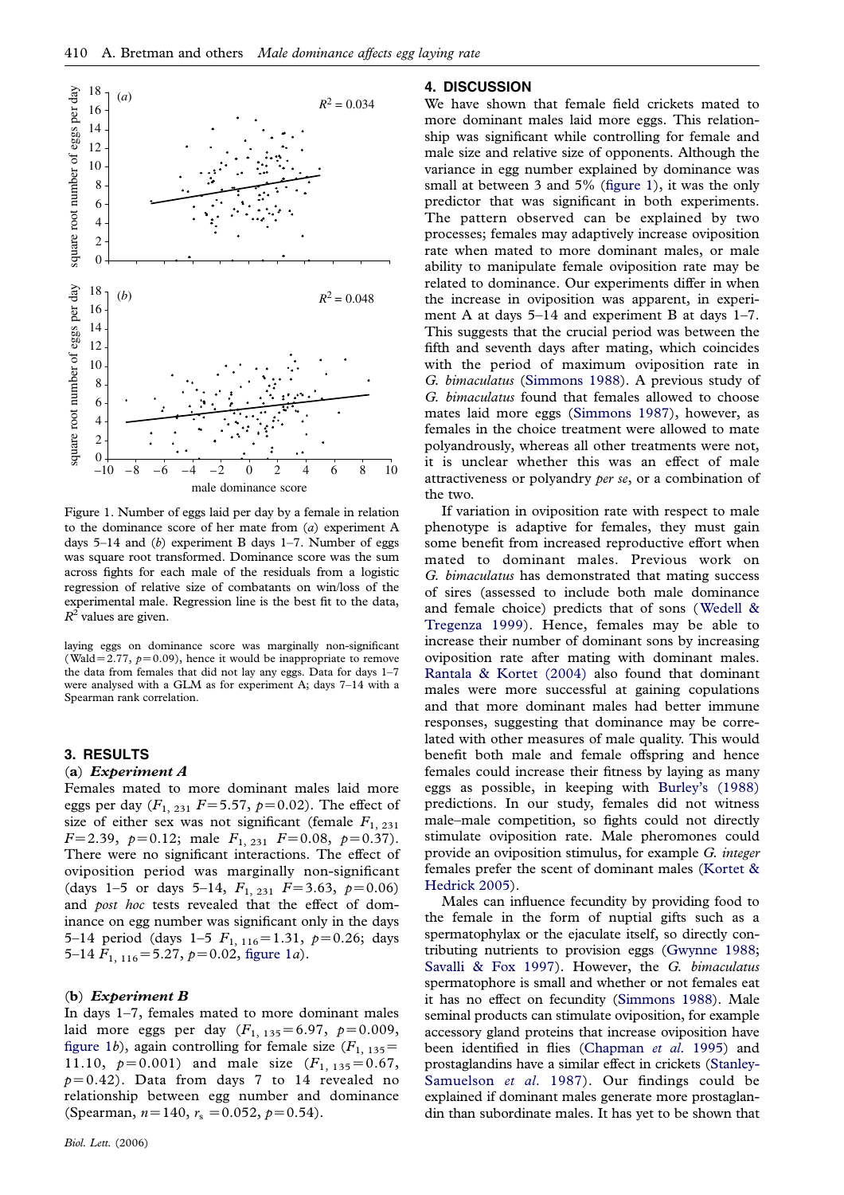(a)

$R^2 = 0.034$

square root number of eggs per day

18
16
14
12
10
8
6
4
2
0

(b)

$R^2 = 0.048$

square root number of eggs per day

18
16
14
12
10
8
6
4
2
0

–10 –8 –6 –4 –2 0 2 4 6 8 10

male dominance score

Figure 1. Number of eggs laid per day by a female in relation to the dominance score of her mate from (*a*) experiment A days 5–14 and (*b*) experiment B days 1–7. Number of eggs was square root transformed. Dominance score was the sum across fights for each male of the residuals from a logistic regression of relative size of combatants on win/loss of the experimental male. Regression line is the best fit to the data, $R^2$ values are given.

laying eggs on dominance score was marginally non-significant (Wald = 2.77, $p = 0.09$), hence it would be inappropriate to remove the data from females that did not lay any eggs. Data for days 1–7 were analysed with a GLM as for experiment A; days 7–14 with a Spearman rank correlation.

## 3. RESULTS

### (a) *Experiment A*

Females mated to more dominant males laid more eggs per day ($F_{1,\,231}$ $F = 5.57$, $p = 0.02$). The effect of size of either sex was not significant (female $F_{1,\,231}$ $F = 2.39$, $p = 0.12$; male $F_{1,\,231}$ $F = 0.08$, $p = 0.37$). There were no significant interactions. The effect of oviposition period was marginally non-significant (days 1–5 or days 5–14, $F_{1,\,231}$ $F = 3.63$, $p = 0.06$) and *post hoc* tests revealed that the effect of dominance on egg number was significant only in the days 5–14 period (days 1–5 $F_{1,\,116} = 1.31$, $p = 0.26$; days 5–14 $F_{1,\,116} = 5.27$, $p = 0.02$, figure 1*a*).

### (b) *Experiment B*

In days 1–7, females mated to more dominant males laid more eggs per day ($F_{1,\,135} = 6.97$, $p = 0.009$, figure 1*b*), again controlling for female size ($F_{1,\,135} = 11.10$, $p = 0.001$) and male size ($F_{1,\,135} = 0.67$, $p = 0.42$). Data from days 7 to 14 revealed no relationship between egg number and dominance (Spearman, $n = 140$, $r_s = 0.052$, $p = 0.54$).

## 4. DISCUSSION

We have shown that female field crickets mated to more dominant males laid more eggs. This relationship was significant while controlling for female and male size and relative size of opponents. Although the variance in egg number explained by dominance was small at between 3 and 5% (figure 1), it was the only predictor that was significant in both experiments. The pattern observed can be explained by two processes; females may adaptively increase oviposition rate when mated to more dominant males, or male ability to manipulate female oviposition rate may be related to dominance. Our experiments differ in when the increase in oviposition was apparent, in experiment A at days 5–14 and experiment B at days 1–7. This suggests that the crucial period was between the fifth and seventh days after mating, which coincides with the period of maximum oviposition rate in *G. bimaculatus* (Simmons 1988). A previous study of *G. bimaculatus* found that females allowed to choose mates laid more eggs (Simmons 1987), however, as females in the choice treatment were allowed to mate polyandrously, whereas all other treatments were not, it is unclear whether this was an effect of male attractiveness or polyandry *per se*, or a combination of the two.

If variation in oviposition rate with respect to male phenotype is adaptive for females, they must gain some benefit from increased reproductive effort when mated to dominant males. Previous work on *G. bimaculatus* has demonstrated that mating success of sires (assessed to include both male dominance and female choice) predicts that of sons (Wedell & Tregenza 1999). Hence, females may be able to increase their number of dominant sons by increasing oviposition rate after mating with dominant males. Rantala & Kortet (2004) also found that dominant males were more successful at gaining copulations and that more dominant males had better immune responses, suggesting that dominance may be correlated with other measures of male quality. This would benefit both male and female offspring and hence females could increase their fitness by laying as many eggs as possible, in keeping with Burley's (1988) predictions. In our study, females did not witness male–male competition, so fights could not directly stimulate oviposition rate. Male pheromones could provide an oviposition stimulus, for example *G. integer* females prefer the scent of dominant males (Kortet & Hedrick 2005).

Males can influence fecundity by providing food to the female in the form of nuptial gifts such as a spermatophylax or the ejaculate itself, so directly contributing nutrients to provision eggs (Gwynne 1988; Savalli & Fox 1997). However, the *G. bimaculatus* spermatophore is small and whether or not females eat it has no effect on fecundity (Simmons 1988). Male seminal products can stimulate oviposition, for example accessory gland proteins that increase oviposition have been identified in flies (Chapman *et al.* 1995) and prostaglandins have a similar effect in crickets (Stanley-Samuelson *et al.* 1987). Our findings could be explained if dominant males generate more prostaglandin than subordinate males. It has yet to be shown that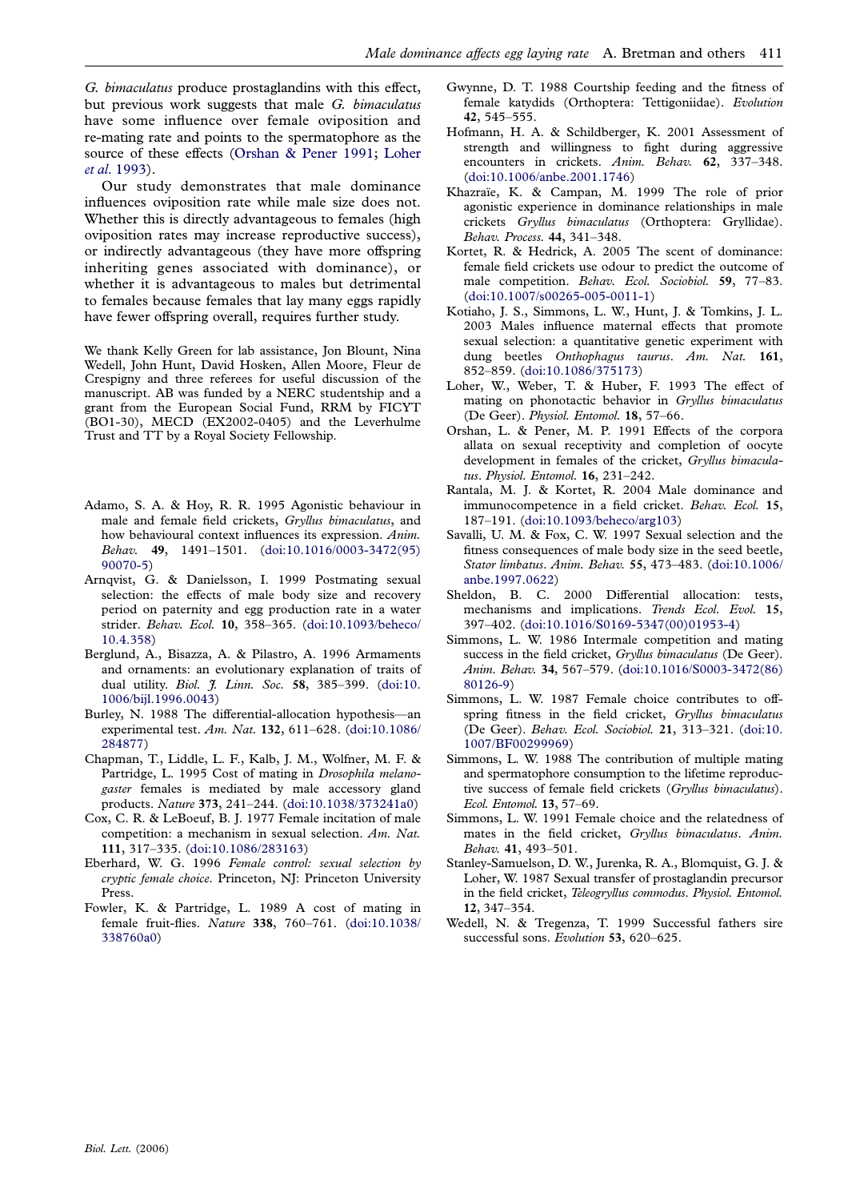*G. bimaculatus* produce prostaglandins with this effect, but previous work suggests that male *G. bimaculatus* have some influence over female oviposition and re-mating rate and points to the spermatophore as the source of these effects (Orshan & Pener 1991; Loher *et al*. 1993).

Our study demonstrates that male dominance influences oviposition rate while male size does not. Whether this is directly advantageous to females (high oviposition rates may increase reproductive success), or indirectly advantageous (they have more offspring inheriting genes associated with dominance), or whether it is advantageous to males but detrimental to females because females that lay many eggs rapidly have fewer offspring overall, requires further study.

We thank Kelly Green for lab assistance, Jon Blount, Nina Wedell, John Hunt, David Hosken, Allen Moore, Fleur de Crespigny and three referees for useful discussion of the manuscript. AB was funded by a NERC studentship and a grant from the European Social Fund, RRM by FICYT (BO1-30), MECD (EX2002-0405) and the Leverhulme Trust and TT by a Royal Society Fellowship.

Adamo, S. A. & Hoy, R. R. 1995 Agonistic behaviour in male and female field crickets, *Gryllus bimaculatus*, and how behavioural context influences its expression. *Anim. Behav.* **49**, 1491–1501. (doi:10.1016/0003-3472(95)90070-5)

Arnqvist, G. & Danielsson, I. 1999 Postmating sexual selection: the effects of male body size and recovery period on paternity and egg production rate in a water strider. *Behav. Ecol.* **10**, 358–365. (doi:10.1093/beheco/10.4.358)

Berglund, A., Bisazza, A. & Pilastro, A. 1996 Armaments and ornaments: an evolutionary explanation of traits of dual utility. *Biol. J. Linn. Soc.* **58**, 385–399. (doi:10.1006/bijl.1996.0043)

Burley, N. 1988 The differential-allocation hypothesis—an experimental test. *Am. Nat.* **132**, 611–628. (doi:10.1086/284877)

Chapman, T., Liddle, L. F., Kalb, J. M., Wolfner, M. F. & Partridge, L. 1995 Cost of mating in *Drosophila melanogaster* females is mediated by male accessory gland products. *Nature* **373**, 241–244. (doi:10.1038/373241a0)

Cox, C. R. & LeBoeuf, B. J. 1977 Female incitation of male competition: a mechanism in sexual selection. *Am. Nat.* **111**, 317–335. (doi:10.1086/283163)

Eberhard, W. G. 1996 *Female control: sexual selection by cryptic female choice*. Princeton, NJ: Princeton University Press.

Fowler, K. & Partridge, L. 1989 A cost of mating in female fruit-flies. *Nature* **338**, 760–761. (doi:10.1038/338760a0)

Gwynne, D. T. 1988 Courtship feeding and the fitness of female katydids (Orthoptera: Tettigoniidae). *Evolution* **42**, 545–555.

Hofmann, H. A. & Schildberger, K. 2001 Assessment of strength and willingness to fight during aggressive encounters in crickets. *Anim. Behav.* **62**, 337–348. (doi:10.1006/anbe.2001.1746)

Khazraïe, K. & Campan, M. 1999 The role of prior agonistic experience in dominance relationships in male crickets *Gryllus bimaculatus* (Orthoptera: Gryllidae). *Behav. Process.* **44**, 341–348.

Kortet, R. & Hedrick, A. 2005 The scent of dominance: female field crickets use odour to predict the outcome of male competition. *Behav. Ecol. Sociobiol.* **59**, 77–83. (doi:10.1007/s00265-005-0011-1)

Kotiaho, J. S., Simmons, L. W., Hunt, J. & Tomkins, J. L. 2003 Males influence maternal effects that promote sexual selection: a quantitative genetic experiment with dung beetles *Onthophagus taurus*. *Am. Nat.* **161**, 852–859. (doi:10.1086/375173)

Loher, W., Weber, T. & Huber, F. 1993 The effect of mating on phonotactic behavior in *Gryllus bimaculatus* (De Geer). *Physiol. Entomol.* **18**, 57–66.

Orshan, L. & Pener, M. P. 1991 Effects of the corpora allata on sexual receptivity and completion of oocyte development in females of the cricket, *Gryllus bimaculatus*. *Physiol. Entomol.* **16**, 231–242.

Rantala, M. J. & Kortet, R. 2004 Male dominance and immunocompetence in a field cricket. *Behav. Ecol.* **15**, 187–191. (doi:10.1093/beheco/arg103)

Savalli, U. M. & Fox, C. W. 1997 Sexual selection and the fitness consequences of male body size in the seed beetle, *Stator limbatus*. *Anim. Behav.* **55**, 473–483. (doi:10.1006/anbe.1997.0622)

Sheldon, B. C. 2000 Differential allocation: tests, mechanisms and implications. *Trends Ecol. Evol.* **15**, 397–402. (doi:10.1016/S0169-5347(00)01953-4)

Simmons, L. W. 1986 Intermale competition and mating success in the field cricket, *Gryllus bimaculatus* (De Geer). *Anim. Behav.* **34**, 567–579. (doi:10.1016/S0003-3472(86)80126-9)

Simmons, L. W. 1987 Female choice contributes to offspring fitness in the field cricket, *Gryllus bimaculatus* (De Geer). *Behav. Ecol. Sociobiol.* **21**, 313–321. (doi:10.1007/BF00299969)

Simmons, L. W. 1988 The contribution of multiple mating and spermatophore consumption to the lifetime reproductive success of female field crickets (*Gryllus bimaculatus*). *Ecol. Entomol.* **13**, 57–69.

Simmons, L. W. 1991 Female choice and the relatedness of mates in the field cricket, *Gryllus bimaculatus*. *Anim. Behav.* **41**, 493–501.

Stanley-Samuelson, D. W., Jurenka, R. A., Blomquist, G. J. & Loher, W. 1987 Sexual transfer of prostaglandin precursor in the field cricket, *Teleogryllus commodus*. *Physiol. Entomol.* **12**, 347–354.

Wedell, N. & Tregenza, T. 1999 Successful fathers sire successful sons. *Evolution* **53**, 620–625.